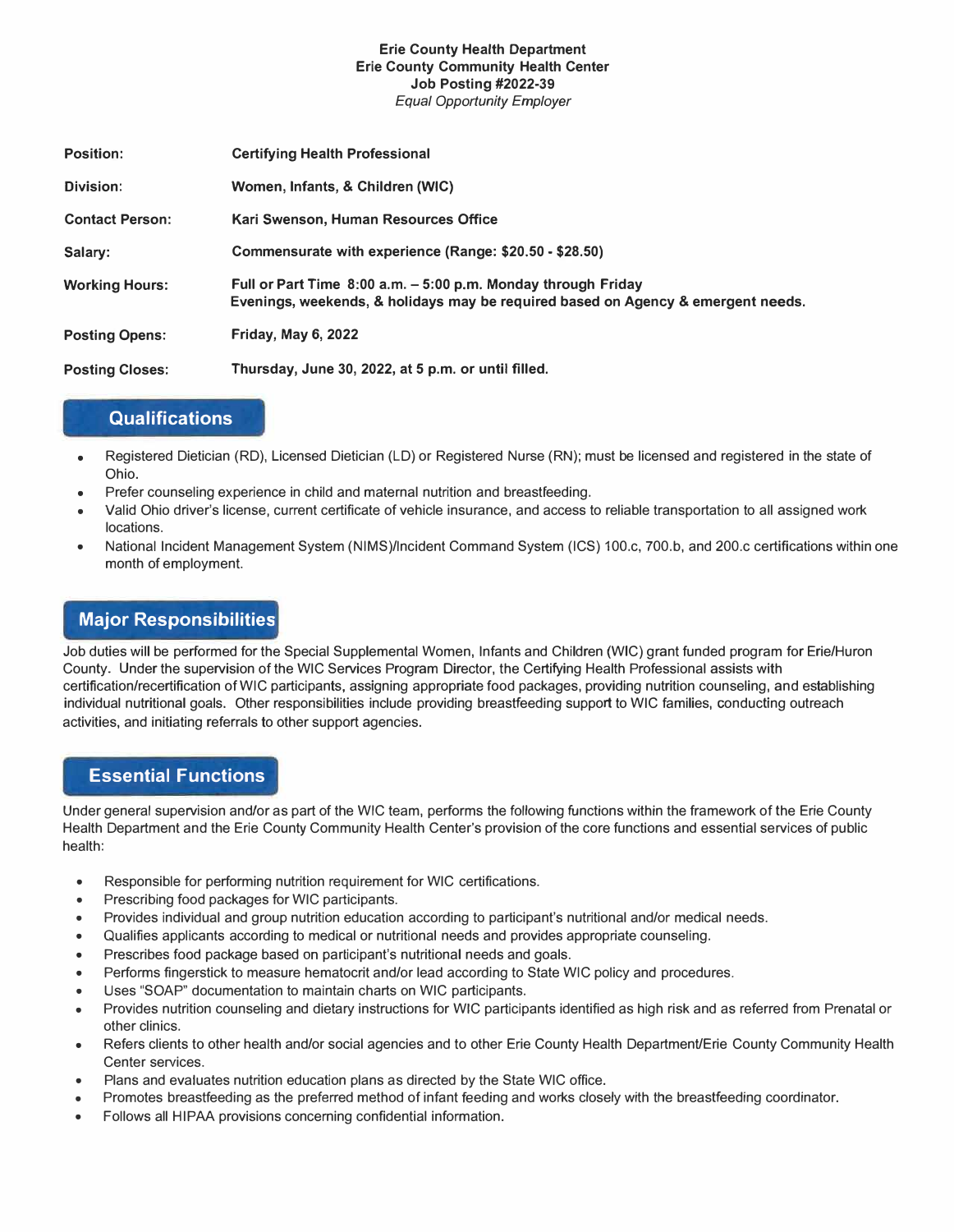**Erie County Health Department**
**Erie County Community Health Center**
**Job Posting #2022-39**
*Equal Opportunity Employer*

| | |
|---|---|
| **Position:** | **Certifying Health Professional** |
| **Division:** | **Women, Infants, & Children (WIC)** |
| **Contact Person:** | **Kari Swenson, Human Resources Office** |
| **Salary:** | **Commensurate with experience (Range: $20.50 - $28.50)** |
| **Working Hours:** | **Full or Part Time 8:00 a.m. – 5:00 p.m. Monday through Friday**<br>**Evenings, weekends, & holidays may be required based on Agency & emergent needs.** |
| **Posting Opens:** | **Friday, May 6, 2022** |
| **Posting Closes:** | **Thursday, June 30, 2022, at 5 p.m. or until filled.** |

## Qualifications

- Registered Dietician (RD), Licensed Dietician (LD) or Registered Nurse (RN); must be licensed and registered in the state of Ohio.
- Prefer counseling experience in child and maternal nutrition and breastfeeding.
- Valid Ohio driver's license, current certificate of vehicle insurance, and access to reliable transportation to all assigned work locations.
- National Incident Management System (NIMS)/Incident Command System (ICS) 100.c, 700.b, and 200.c certifications within one month of employment.

## Major Responsibilities

Job duties will be performed for the Special Supplemental Women, Infants and Children (WIC) grant funded program for Erie/Huron County. Under the supervision of the WIC Services Program Director, the Certifying Health Professional assists with certification/recertification of WIC participants, assigning appropriate food packages, providing nutrition counseling, and establishing individual nutritional goals. Other responsibilities include providing breastfeeding support to WIC families, conducting outreach activities, and initiating referrals to other support agencies.

## Essential Functions

Under general supervision and/or as part of the WIC team, performs the following functions within the framework of the Erie County Health Department and the Erie County Community Health Center's provision of the core functions and essential services of public health:

- Responsible for performing nutrition requirement for WIC certifications.
- Prescribing food packages for WIC participants.
- Provides individual and group nutrition education according to participant's nutritional and/or medical needs.
- Qualifies applicants according to medical or nutritional needs and provides appropriate counseling.
- Prescribes food package based on participant's nutritional needs and goals.
- Performs fingerstick to measure hematocrit and/or lead according to State WIC policy and procedures.
- Uses "SOAP" documentation to maintain charts on WIC participants.
- Provides nutrition counseling and dietary instructions for WIC participants identified as high risk and as referred from Prenatal or other clinics.
- Refers clients to other health and/or social agencies and to other Erie County Health Department/Erie County Community Health Center services.
- Plans and evaluates nutrition education plans as directed by the State WIC office.
- Promotes breastfeeding as the preferred method of infant feeding and works closely with the breastfeeding coordinator.
- Follows all HIPAA provisions concerning confidential information.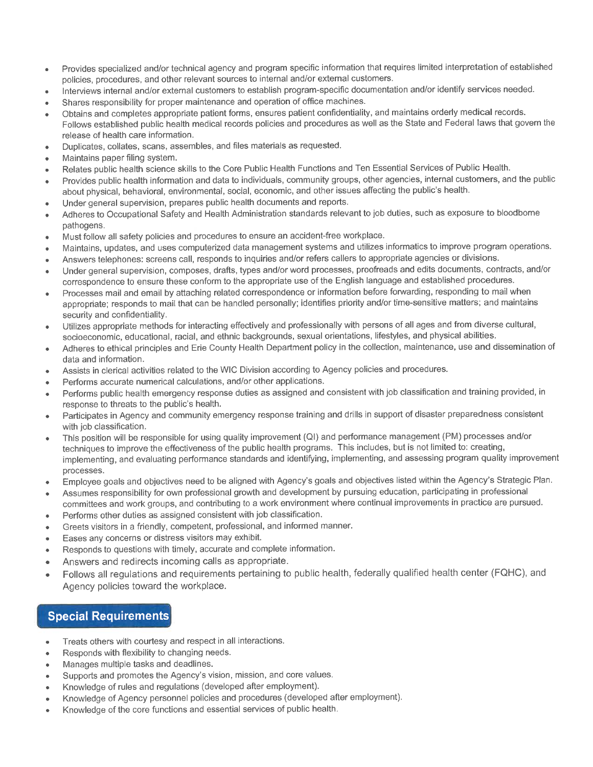- Provides specialized and/or technical agency and program specific information that requires limited interpretation of established policies, procedures, and other relevant sources to internal and/or external customers.
- Interviews internal and/or external customers to establish program-specific documentation and/or identify services needed.
- Shares responsibility for proper maintenance and operation of office machines.
- Obtains and completes appropriate patient forms, ensures patient confidentiality, and maintains orderly medical records. Follows established public health medical records policies and procedures as well as the State and Federal laws that govern the release of health care information.
- Duplicates, collates, scans, assembles, and files materials as requested.
- Maintains paper filing system.
- Relates public health science skills to the Core Public Health Functions and Ten Essential Services of Public Health.
- Provides public health information and data to individuals, community groups, other agencies, internal customers, and the public about physical, behavioral, environmental, social, economic, and other issues affecting the public's health.
- Under general supervision, prepares public health documents and reports.
- Adheres to Occupational Safety and Health Administration standards relevant to job duties, such as exposure to bloodborne pathogens.
- Must follow all safety policies and procedures to ensure an accident-free workplace.
- Maintains, updates, and uses computerized data management systems and utilizes informatics to improve program operations.
- Answers telephones: screens call, responds to inquiries and/or refers callers to appropriate agencies or divisions.
- Under general supervision, composes, drafts, types and/or word processes, proofreads and edits documents, contracts, and/or correspondence to ensure these conform to the appropriate use of the English language and established procedures.
- Processes mail and email by attaching related correspondence or information before forwarding, responding to mail when appropriate; responds to mail that can be handled personally; identifies priority and/or time-sensitive matters; and maintains security and confidentiality.
- Utilizes appropriate methods for interacting effectively and professionally with persons of all ages and from diverse cultural, socioeconomic, educational, racial, and ethnic backgrounds, sexual orientations, lifestyles, and physical abilities.
- Adheres to ethical principles and Erie County Health Department policy in the collection, maintenance, use and dissemination of data and information.
- Assists in clerical activities related to the WIC Division according to Agency policies and procedures.
- Performs accurate numerical calculations, and/or other applications.
- Performs public health emergency response duties as assigned and consistent with job classification and training provided, in response to threats to the public's health.
- Participates in Agency and community emergency response training and drills in support of disaster preparedness consistent with job classification.
- This position will be responsible for using quality improvement (QI) and performance management (PM) processes and/or techniques to improve the effectiveness of the public health programs. This includes, but is not limited to: creating, implementing, and evaluating performance standards and identifying, implementing, and assessing program quality improvement processes.
- Employee goals and objectives need to be aligned with Agency's goals and objectives listed within the Agency's Strategic Plan.
- Assumes responsibility for own professional growth and development by pursuing education, participating in professional committees and work groups, and contributing to a work environment where continual improvements in practice are pursued.
- Performs other duties as assigned consistent with job classification.
- Greets visitors in a friendly, competent, professional, and informed manner.
- Eases any concerns or distress visitors may exhibit.
- Responds to questions with timely, accurate and complete information.
- Answers and redirects incoming calls as appropriate.
- Follows all regulations and requirements pertaining to public health, federally qualified health center (FQHC), and Agency policies toward the workplace.

## Special Requirements

- Treats others with courtesy and respect in all interactions.
- Responds with flexibility to changing needs.
- Manages multiple tasks and deadlines.
- Supports and promotes the Agency's vision, mission, and core values.
- Knowledge of rules and regulations (developed after employment).
- Knowledge of Agency personnel policies and procedures (developed after employment).
- Knowledge of the core functions and essential services of public health.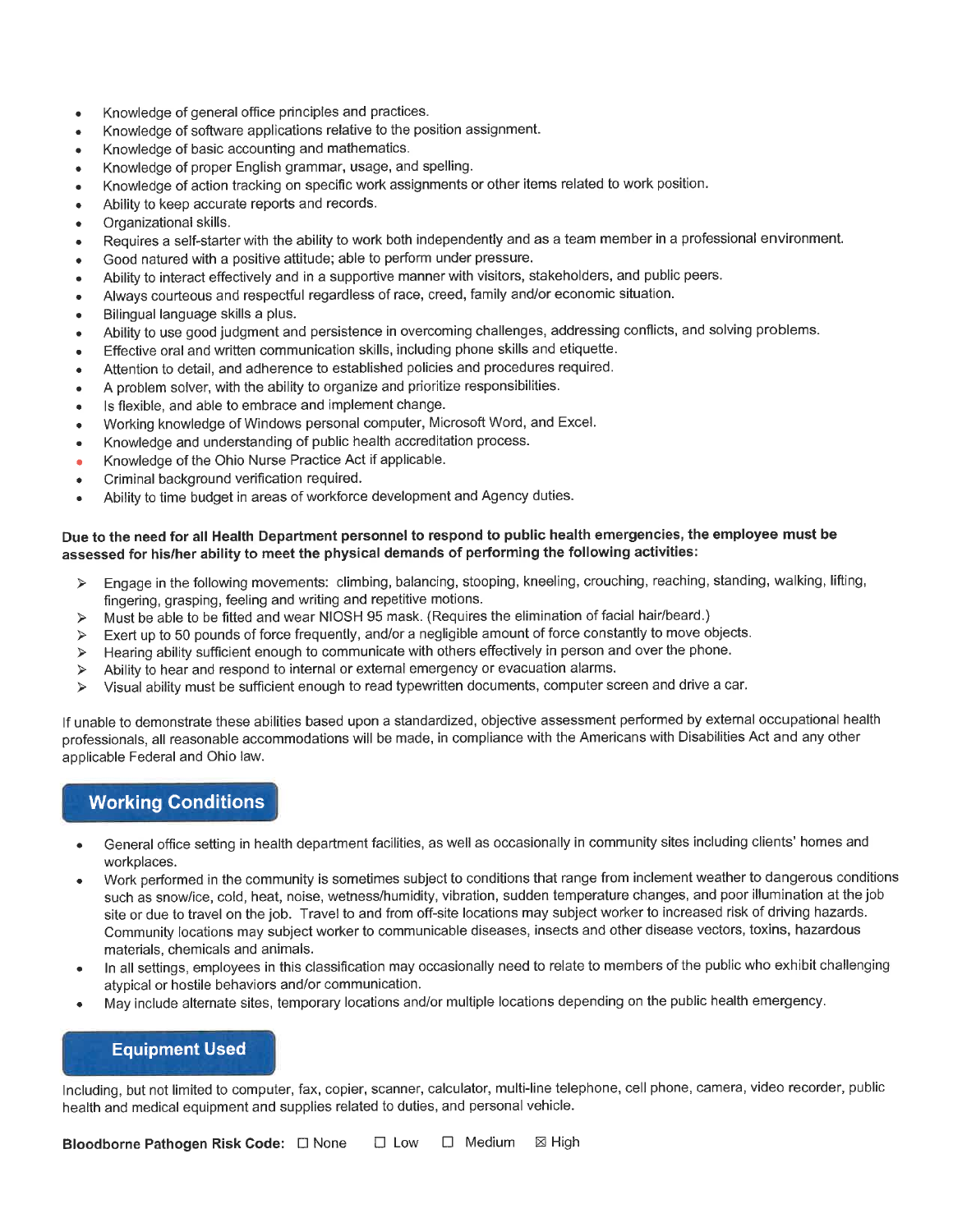- Knowledge of general office principles and practices.
- Knowledge of software applications relative to the position assignment.
- Knowledge of basic accounting and mathematics.
- Knowledge of proper English grammar, usage, and spelling.
- Knowledge of action tracking on specific work assignments or other items related to work position.
- Ability to keep accurate reports and records.
- Organizational skills.
- Requires a self-starter with the ability to work both independently and as a team member in a professional environment.
- Good natured with a positive attitude; able to perform under pressure.
- Ability to interact effectively and in a supportive manner with visitors, stakeholders, and public peers.
- Always courteous and respectful regardless of race, creed, family and/or economic situation.
- Bilingual language skills a plus.
- Ability to use good judgment and persistence in overcoming challenges, addressing conflicts, and solving problems.
- Effective oral and written communication skills, including phone skills and etiquette.
- Attention to detail, and adherence to established policies and procedures required.
- A problem solver, with the ability to organize and prioritize responsibilities.
- Is flexible, and able to embrace and implement change.
- Working knowledge of Windows personal computer, Microsoft Word, and Excel.
- Knowledge and understanding of public health accreditation process.
- Knowledge of the Ohio Nurse Practice Act if applicable.
- Criminal background verification required.
- Ability to time budget in areas of workforce development and Agency duties.

**Due to the need for all Health Department personnel to respond to public health emergencies, the employee must be assessed for his/her ability to meet the physical demands of performing the following activities:**

- Engage in the following movements: climbing, balancing, stooping, kneeling, crouching, reaching, standing, walking, lifting, fingering, grasping, feeling and writing and repetitive motions.
- Must be able to be fitted and wear NIOSH 95 mask. (Requires the elimination of facial hair/beard.)
- Exert up to 50 pounds of force frequently, and/or a negligible amount of force constantly to move objects.
- Hearing ability sufficient enough to communicate with others effectively in person and over the phone.
- Ability to hear and respond to internal or external emergency or evacuation alarms.
- Visual ability must be sufficient enough to read typewritten documents, computer screen and drive a car.

If unable to demonstrate these abilities based upon a standardized, objective assessment performed by external occupational health professionals, all reasonable accommodations will be made, in compliance with the Americans with Disabilities Act and any other applicable Federal and Ohio law.

## Working Conditions

- General office setting in health department facilities, as well as occasionally in community sites including clients' homes and workplaces.
- Work performed in the community is sometimes subject to conditions that range from inclement weather to dangerous conditions such as snow/ice, cold, heat, noise, wetness/humidity, vibration, sudden temperature changes, and poor illumination at the job site or due to travel on the job. Travel to and from off-site locations may subject worker to increased risk of driving hazards. Community locations may subject worker to communicable diseases, insects and other disease vectors, toxins, hazardous materials, chemicals and animals.
- In all settings, employees in this classification may occasionally need to relate to members of the public who exhibit challenging atypical or hostile behaviors and/or communication.
- May include alternate sites, temporary locations and/or multiple locations depending on the public health emergency.

## Equipment Used

Including, but not limited to computer, fax, copier, scanner, calculator, multi-line telephone, cell phone, camera, video recorder, public health and medical equipment and supplies related to duties, and personal vehicle.

**Bloodborne Pathogen Risk Code:** ☐ None ☐ Low ☐ Medium ☒ High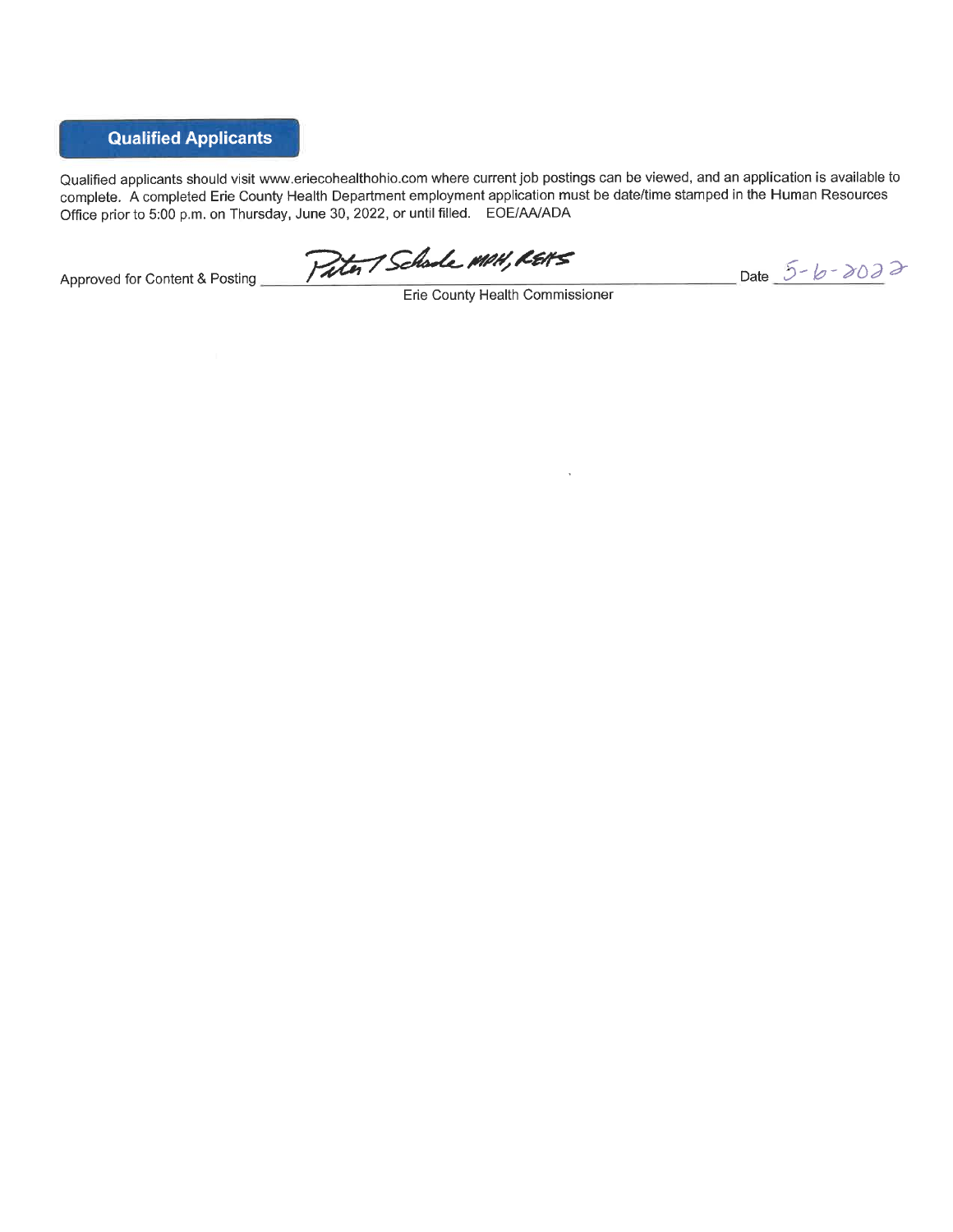## Qualified Applicants

Qualified applicants should visit www.eriecohealthohio.com where current job postings can be viewed, and an application is available to complete. A completed Erie County Health Department employment application must be date/time stamped in the Human Resources Office prior to 5:00 p.m. on Thursday, June 30, 2022, or until filled. EOE/AA/ADA

Approved for Content & Posting Peter T Schade MPH, REHS Date 5-6-2022

Erie County Health Commissioner